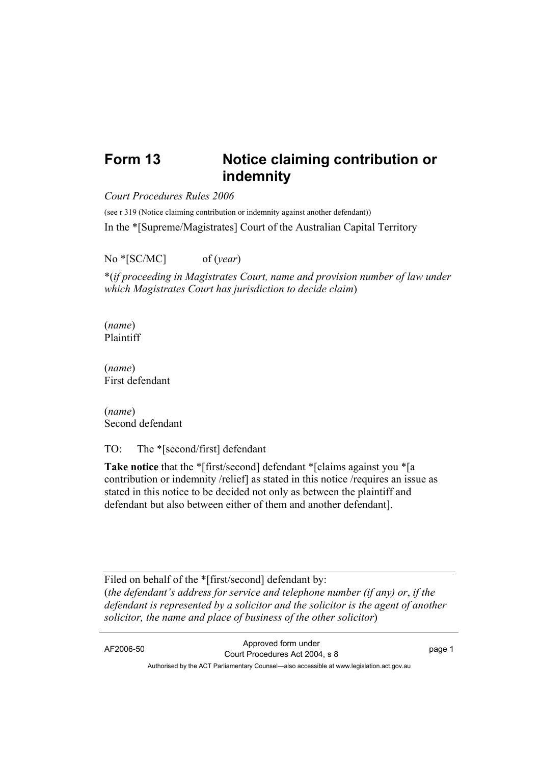# Form 13 Notice claiming contribution or indemnity

*Court Procedures Rules 2006*

(see r 319 (Notice claiming contribution or indemnity against another defendant))

In the *[Supreme/Magistrates] Court of the Australian Capital Territory

No *[SC/MC] of (*year*)

*(*if proceeding in Magistrates Court, name and provision number of law under which Magistrates Court has jurisdiction to decide claim*)

(*name*)
Plaintiff

(*name*)
First defendant

(*name*)
Second defendant

TO: The *[second/first] defendant

**Take notice** that the *[first/second] defendant *[claims against you *[a contribution or indemnity /relief] as stated in this notice /requires an issue as stated in this notice to be decided not only as between the plaintiff and defendant but also between either of them and another defendant].

---

Filed on behalf of the *[first/second] defendant by:
(*the defendant's address for service and telephone number (if any) or*, *if the defendant is represented by a solicitor and the solicitor is the agent of another solicitor, the name and place of business of the other solicitor*)

---

AF2006-50 Approved form under Court Procedures Act 2004, s 8

Authorised by the ACT Parliamentary Counsel—also accessible at www.legislation.act.gov.au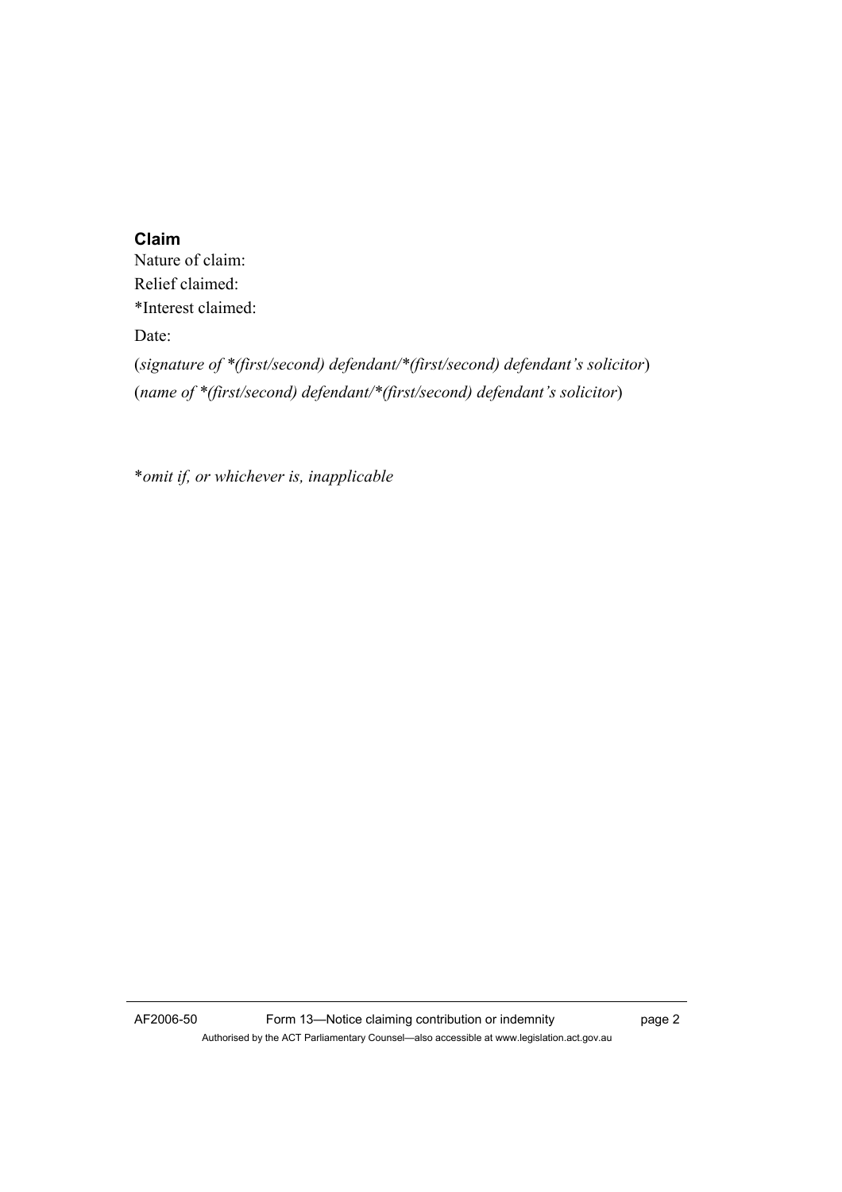**Claim**

Nature of claim:

Relief claimed:

*Interest claimed:

Date:

(*signature of *(first/second) defendant/*(first/second) defendant's solicitor*)

(*name of *(first/second) defendant/*(first/second) defendant's solicitor*)

**omit if, or whichever is, inapplicable*